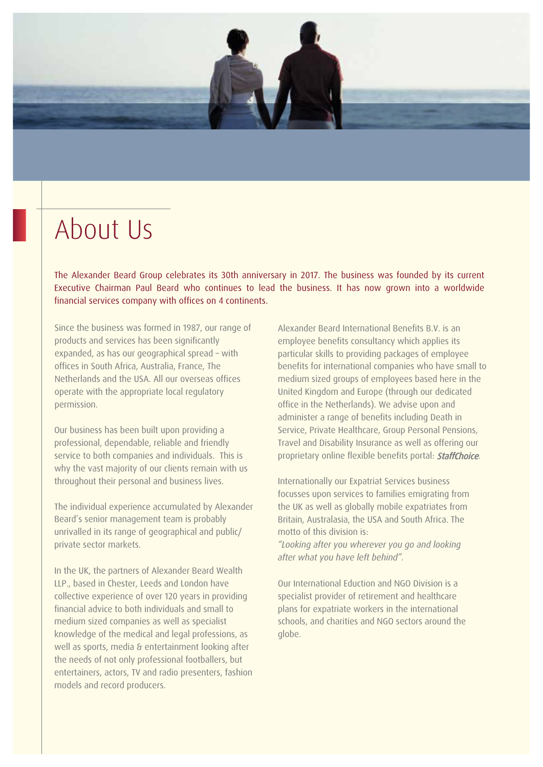# About Us

The Alexander Beard Group celebrates its 30th anniversary in 2017. The business was founded by its current Executive Chairman Paul Beard who continues to lead the business. It has now grown into a worldwide financial services company with offices on 4 continents.

Since the business was formed in 1987, our range of products and services has been significantly expanded, as has our geographical spread – with offices in South Africa, Australia, France, The Netherlands and the USA. All our overseas offices operate with the appropriate local regulatory permission.

Our business has been built upon providing a professional, dependable, reliable and friendly service to both companies and individuals. This is why the vast majority of our clients remain with us throughout their personal and business lives.

The individual experience accumulated by Alexander Beard's senior management team is probably unrivalled in its range of geographical and public/private sector markets.

In the UK, the partners of Alexander Beard Wealth LLP., based in Chester, Leeds and London have collective experience of over 120 years in providing financial advice to both individuals and small to medium sized companies as well as specialist knowledge of the medical and legal professions, as well as sports, media & entertainment looking after the needs of not only professional footballers, but entertainers, actors, TV and radio presenters, fashion models and record producers.

Alexander Beard International Benefits B.V. is an employee benefits consultancy which applies its particular skills to providing packages of employee benefits for international companies who have small to medium sized groups of employees based here in the United Kingdom and Europe (through our dedicated office in the Netherlands). We advise upon and administer a range of benefits including Death in Service, Private Healthcare, Group Personal Pensions, Travel and Disability Insurance as well as offering our proprietary online flexible benefits portal: ***StaffChoice***.

Internationally our Expatriat Services business focusses upon services to families emigrating from the UK as well as globally mobile expatriates from Britain, Australasia, the USA and South Africa. The motto of this division is:
*"Looking after you wherever you go and looking after what you have left behind".*

Our International Eduction and NGO Division is a specialist provider of retirement and healthcare plans for expatriate workers in the international schools, and charities and NGO sectors around the globe.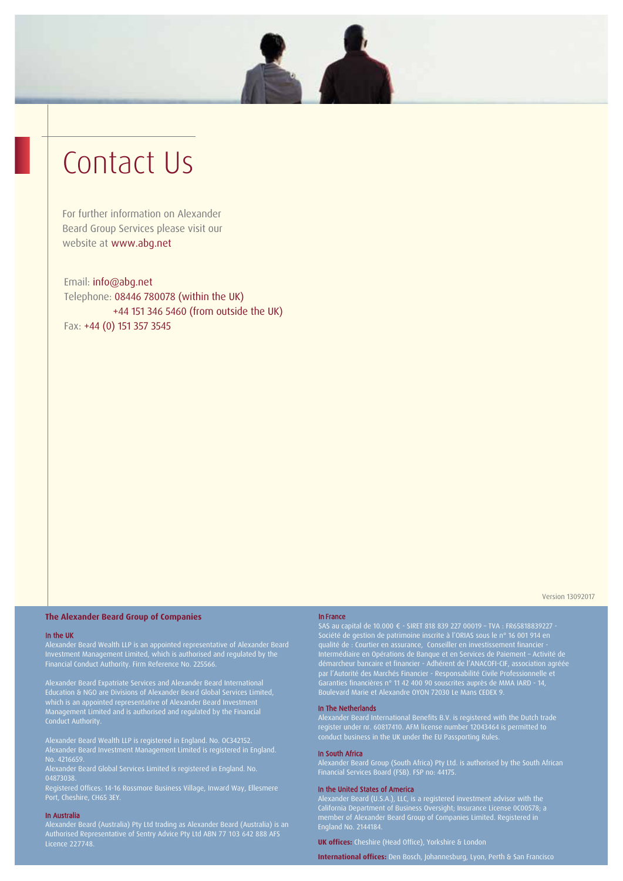# Contact Us

For further information on Alexander Beard Group Services please visit our website at www.abg.net

Email: info@abg.net
Telephone: 08446 780078 (within the UK)
+44 151 346 5460 (from outside the UK)
Fax: +44 (0) 151 357 3545

Version 13092017

**The Alexander Beard Group of Companies**

**In the UK**

Alexander Beard Wealth LLP is an appointed representative of Alexander Beard Investment Management Limited, which is authorised and regulated by the Financial Conduct Authority. Firm Reference No. 225566.

Alexander Beard Expatriate Services and Alexander Beard International Education & NGO are Divisions of Alexander Beard Global Services Limited, which is an appointed representative of Alexander Beard Investment Management Limited and is authorised and regulated by the Financial Conduct Authority.

Alexander Beard Wealth LLP is registered in England. No. OC342152.
Alexander Beard Investment Management Limited is registered in England. No. 4216659.
Alexander Beard Global Services Limited is registered in England. No. 04873038.
Registered Offices: 14-16 Rossmore Business Village, Inward Way, Ellesmere Port, Cheshire, CH65 3EY.

**In Australia**

Alexander Beard (Australia) Pty Ltd trading as Alexander Beard (Australia) is an Authorised Representative of Sentry Advice Pty Ltd ABN 77 103 642 888 AFS Licence 227748.

**In France**

SAS au capital de 10.000 € - SIRET 818 839 227 00019 – TVA : FR65818839227 - Société de gestion de patrimoine inscrite à l'ORIAS sous le n° 16 001 914 en qualité de : Courtier en assurance, Conseiller en investissement financier - Intermédiaire en Opérations de Banque et en Services de Paiement – Activité de démarcheur bancaire et financier - Adhérent de l'ANACOFI-CIF, association agréée par l'Autorité des Marchés Financier - Responsabilité Civile Professionnelle et Garanties financières n° 11 42 400 90 souscrites auprès de MMA IARD - 14, Boulevard Marie et Alexandre OYON 72030 Le Mans CEDEX 9.

**In The Netherlands**

Alexander Beard International Benefits B.V. is registered with the Dutch trade register under nr. 60817410. AFM license number 12043464 is permitted to conduct business in the UK under the EU Passporting Rules.

**In South Africa**

Alexander Beard Group (South Africa) Pty Ltd. is authorised by the South African Financial Services Board (FSB). FSP no: 44175.

**In the United States of America**

Alexander Beard (U.S.A.), LLC, is a registered investment advisor with the California Department of Business Oversight; Insurance License 0C00578; a member of Alexander Beard Group of Companies Limited. Registered in England No. 2144184.

**UK offices:** Cheshire (Head Office), Yorkshire & London

**International offices:** Den Bosch, Johannesburg, Lyon, Perth & San Francisco